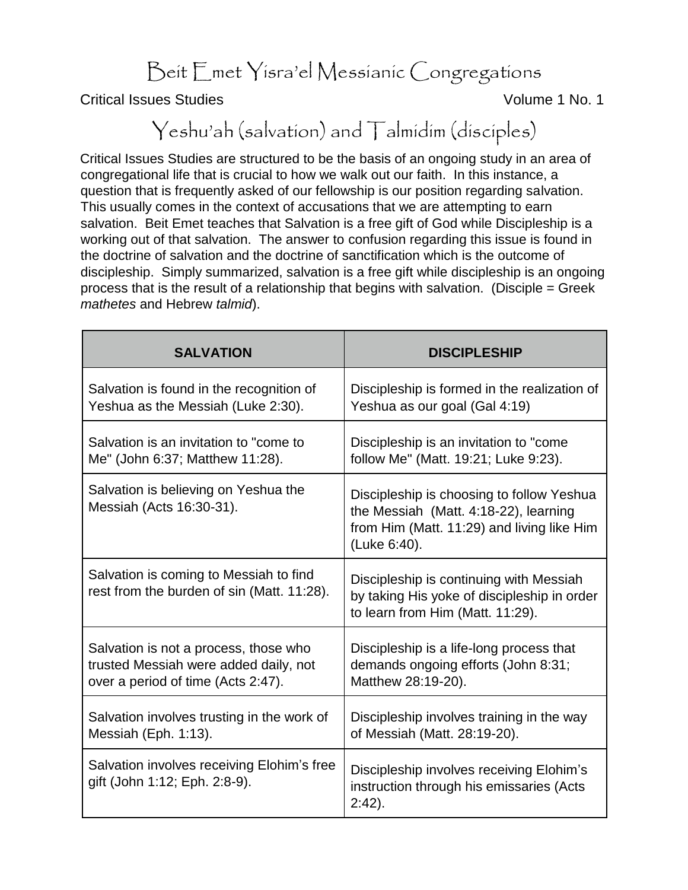# Beit Emet Yisra'el Messianic Congregations

Critical Issues Studies Volume 1 No. 1

## Yeshu'ah (salvation) and Talmidim (disciples)

Critical Issues Studies are structured to be the basis of an ongoing study in an area of congregational life that is crucial to how we walk out our faith. In this instance, a question that is frequently asked of our fellowship is our position regarding salvation. This usually comes in the context of accusations that we are attempting to earn salvation. Beit Emet teaches that Salvation is a free gift of God while Discipleship is a working out of that salvation. The answer to confusion regarding this issue is found in the doctrine of salvation and the doctrine of sanctification which is the outcome of discipleship. Simply summarized, salvation is a free gift while discipleship is an ongoing process that is the result of a relationship that begins with salvation. (Disciple = Greek *mathetes* and Hebrew *talmid*).

| **SALVATION** | **DISCIPLESHIP** |
|---|---|
| Salvation is found in the recognition of Yeshua as the Messiah (Luke 2:30). | Discipleship is formed in the realization of Yeshua as our goal (Gal 4:19) |
| Salvation is an invitation to "come to Me" (John 6:37; Matthew 11:28). | Discipleship is an invitation to "come follow Me" (Matt. 19:21; Luke 9:23). |
| Salvation is believing on Yeshua the Messiah (Acts 16:30-31). | Discipleship is choosing to follow Yeshua the Messiah (Matt. 4:18-22), learning from Him (Matt. 11:29) and living like Him (Luke 6:40). |
| Salvation is coming to Messiah to find rest from the burden of sin (Matt. 11:28). | Discipleship is continuing with Messiah by taking His yoke of discipleship in order to learn from Him (Matt. 11:29). |
| Salvation is not a process, those who trusted Messiah were added daily, not over a period of time (Acts 2:47). | Discipleship is a life-long process that demands ongoing efforts (John 8:31; Matthew 28:19-20). |
| Salvation involves trusting in the work of Messiah (Eph. 1:13). | Discipleship involves training in the way of Messiah (Matt. 28:19-20). |
| Salvation involves receiving Elohim's free gift (John 1:12; Eph. 2:8-9). | Discipleship involves receiving Elohim's instruction through his emissaries (Acts 2:42). |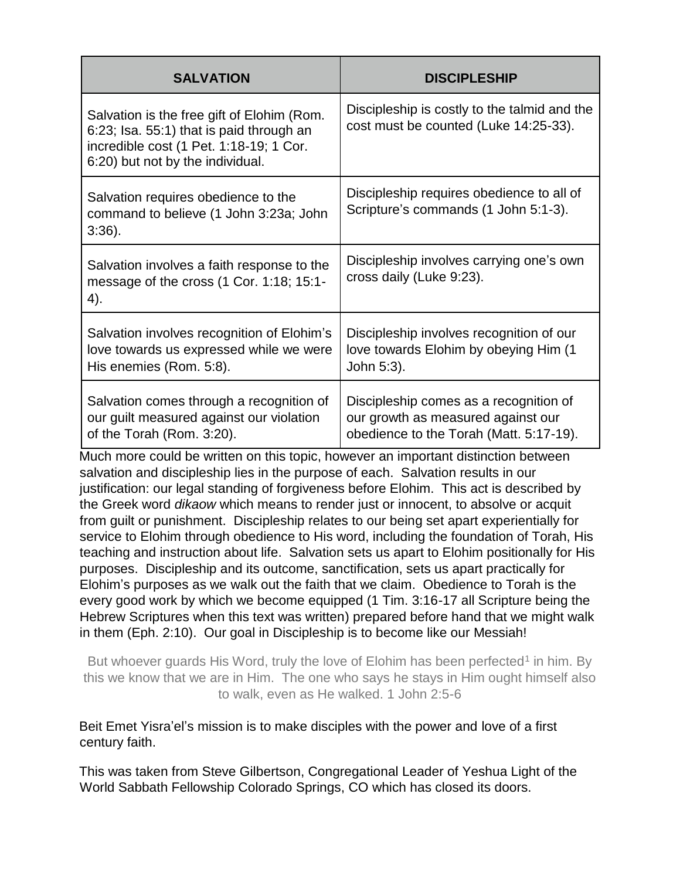| SALVATION | DISCIPLESHIP |
|---|---|
| Salvation is the free gift of Elohim (Rom. 6:23; Isa. 55:1) that is paid through an incredible cost (1 Pet. 1:18-19; 1 Cor. 6:20) but not by the individual. | Discipleship is costly to the talmid and the cost must be counted (Luke 14:25-33). |
| Salvation requires obedience to the command to believe (1 John 3:23a; John 3:36). | Discipleship requires obedience to all of Scripture's commands (1 John 5:1-3). |
| Salvation involves a faith response to the message of the cross (1 Cor. 1:18; 15:1-4). | Discipleship involves carrying one's own cross daily (Luke 9:23). |
| Salvation involves recognition of Elohim's love towards us expressed while we were His enemies (Rom. 5:8). | Discipleship involves recognition of our love towards Elohim by obeying Him (1 John 5:3). |
| Salvation comes through a recognition of our guilt measured against our violation of the Torah (Rom. 3:20). | Discipleship comes as a recognition of our growth as measured against our obedience to the Torah (Matt. 5:17-19). |

Much more could be written on this topic, however an important distinction between salvation and discipleship lies in the purpose of each. Salvation results in our justification: our legal standing of forgiveness before Elohim. This act is described by the Greek word *dikaow* which means to render just or innocent, to absolve or acquit from guilt or punishment. Discipleship relates to our being set apart experientially for service to Elohim through obedience to His word, including the foundation of Torah, His teaching and instruction about life. Salvation sets us apart to Elohim positionally for His purposes. Discipleship and its outcome, sanctification, sets us apart practically for Elohim's purposes as we walk out the faith that we claim. Obedience to Torah is the every good work by which we become equipped (1 Tim. 3:16-17 all Scripture being the Hebrew Scriptures when this text was written) prepared before hand that we might walk in them (Eph. 2:10). Our goal in Discipleship is to become like our Messiah!

> But whoever guards His Word, truly the love of Elohim has been perfected[1] in him. By this we know that we are in Him. The one who says he stays in Him ought himself also to walk, even as He walked. 1 John 2:5-6

Beit Emet Yisra'el's mission is to make disciples with the power and love of a first century faith.

This was taken from Steve Gilbertson, Congregational Leader of Yeshua Light of the World Sabbath Fellowship Colorado Springs, CO which has closed its doors.